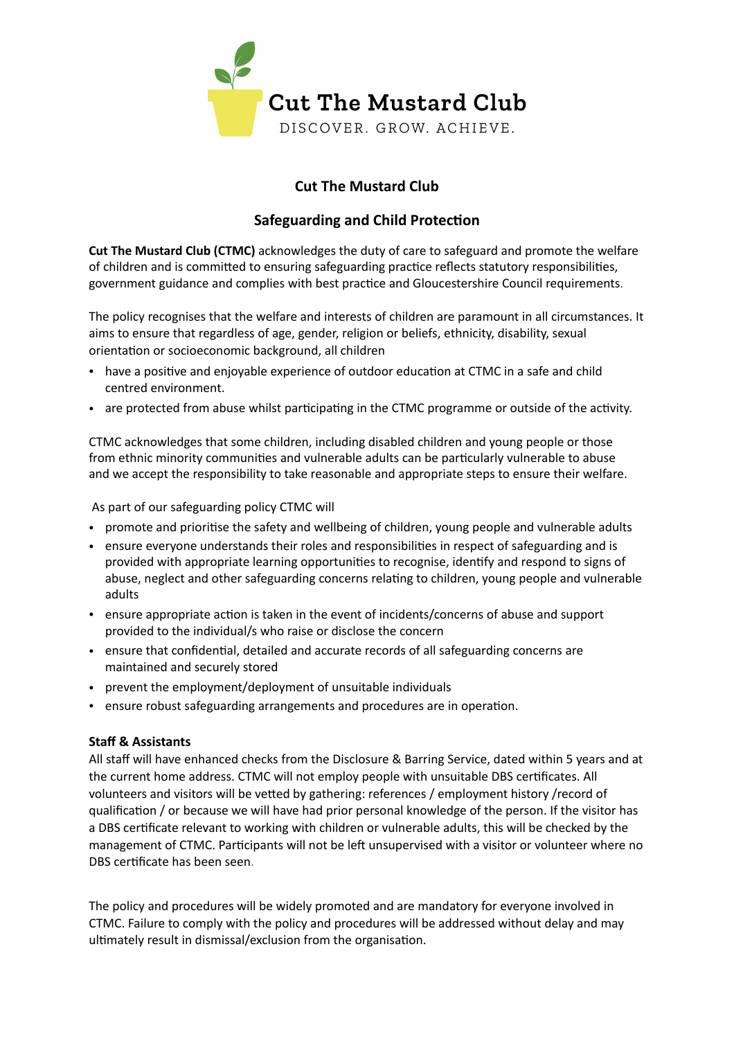Cut The Mustard Club

DISCOVER. GROW. ACHIEVE.

# Cut The Mustard Club

## Safeguarding and Child Protection

**Cut The Mustard Club (CTMC)** acknowledges the duty of care to safeguard and promote the welfare of children and is committed to ensuring safeguarding practice reflects statutory responsibilities, government guidance and complies with best practice and Gloucestershire Council requirements.

The policy recognises that the welfare and interests of children are paramount in all circumstances. It aims to ensure that regardless of age, gender, religion or beliefs, ethnicity, disability, sexual orientation or socioeconomic background, all children

- have a positive and enjoyable experience of outdoor education at CTMC in a safe and child centred environment.
- are protected from abuse whilst participating in the CTMC programme or outside of the activity.

CTMC acknowledges that some children, including disabled children and young people or those from ethnic minority communities and vulnerable adults can be particularly vulnerable to abuse and we accept the responsibility to take reasonable and appropriate steps to ensure their welfare.

As part of our safeguarding policy CTMC will

- promote and prioritise the safety and wellbeing of children, young people and vulnerable adults
- ensure everyone understands their roles and responsibilities in respect of safeguarding and is provided with appropriate learning opportunities to recognise, identify and respond to signs of abuse, neglect and other safeguarding concerns relating to children, young people and vulnerable adults
- ensure appropriate action is taken in the event of incidents/concerns of abuse and support provided to the individual/s who raise or disclose the concern
- ensure that confidential, detailed and accurate records of all safeguarding concerns are maintained and securely stored
- prevent the employment/deployment of unsuitable individuals
- ensure robust safeguarding arrangements and procedures are in operation.

**Staff & Assistants**

All staff will have enhanced checks from the Disclosure & Barring Service, dated within 5 years and at the current home address. CTMC will not employ people with unsuitable DBS certificates. All volunteers and visitors will be vetted by gathering: references / employment history /record of qualification / or because we will have had prior personal knowledge of the person. If the visitor has a DBS certificate relevant to working with children or vulnerable adults, this will be checked by the management of CTMC. Participants will not be left unsupervised with a visitor or volunteer where no DBS certificate has been seen.

The policy and procedures will be widely promoted and are mandatory for everyone involved in CTMC. Failure to comply with the policy and procedures will be addressed without delay and may ultimately result in dismissal/exclusion from the organisation.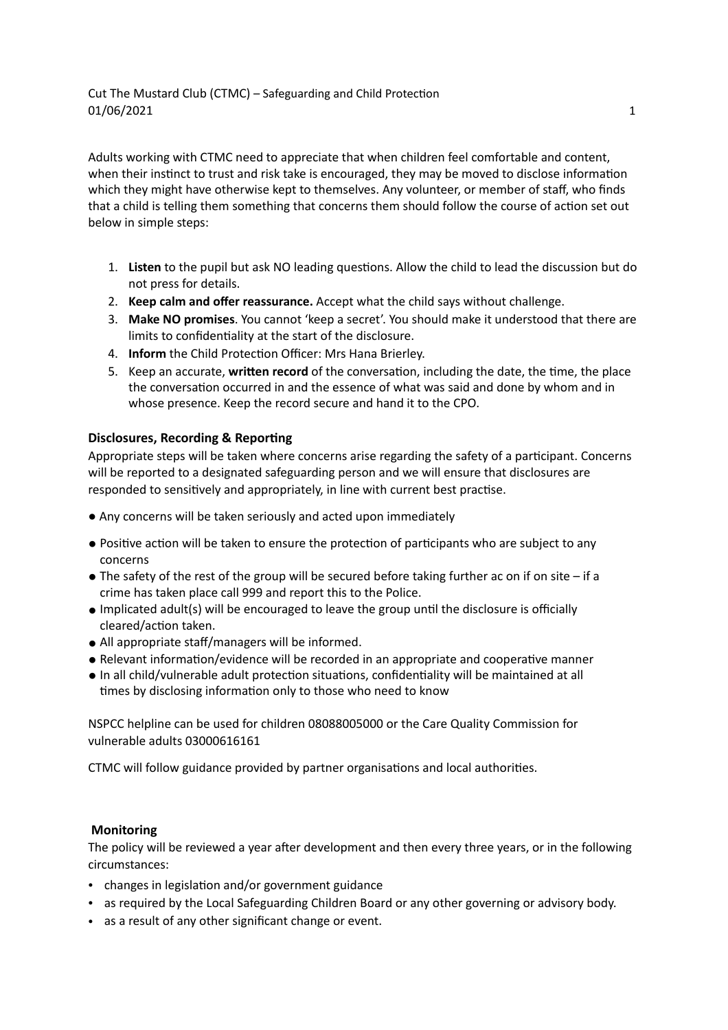Adults working with CTMC need to appreciate that when children feel comfortable and content, when their instinct to trust and risk take is encouraged, they may be moved to disclose information which they might have otherwise kept to themselves. Any volunteer, or member of staff, who finds that a child is telling them something that concerns them should follow the course of action set out below in simple steps:

1. **Listen** to the pupil but ask NO leading questions. Allow the child to lead the discussion but do not press for details.
2. **Keep calm and offer reassurance.** Accept what the child says without challenge.
3. **Make NO promises**. You cannot 'keep a secret'. You should make it understood that there are limits to confidentiality at the start of the disclosure.
4. **Inform** the Child Protection Officer: Mrs Hana Brierley.
5. Keep an accurate, **written record** of the conversation, including the date, the time, the place the conversation occurred in and the essence of what was said and done by whom and in whose presence. Keep the record secure and hand it to the CPO.

### Disclosures, Recording & Reporting

Appropriate steps will be taken where concerns arise regarding the safety of a participant. Concerns will be reported to a designated safeguarding person and we will ensure that disclosures are responded to sensitively and appropriately, in line with current best practise.

- Any concerns will be taken seriously and acted upon immediately
- Positive action will be taken to ensure the protection of participants who are subject to any concerns
- The safety of the rest of the group will be secured before taking further ac on if on site – if a crime has taken place call 999 and report this to the Police.
- Implicated adult(s) will be encouraged to leave the group until the disclosure is officially cleared/action taken.
- All appropriate staff/managers will be informed.
- Relevant information/evidence will be recorded in an appropriate and cooperative manner
- In all child/vulnerable adult protection situations, confidentiality will be maintained at all times by disclosing information only to those who need to know

NSPCC helpline can be used for children 08088005000 or the Care Quality Commission for vulnerable adults 03000616161

CTMC will follow guidance provided by partner organisations and local authorities.

### Monitoring

The policy will be reviewed a year after development and then every three years, or in the following circumstances:

- changes in legislation and/or government guidance
- as required by the Local Safeguarding Children Board or any other governing or advisory body.
- as a result of any other significant change or event.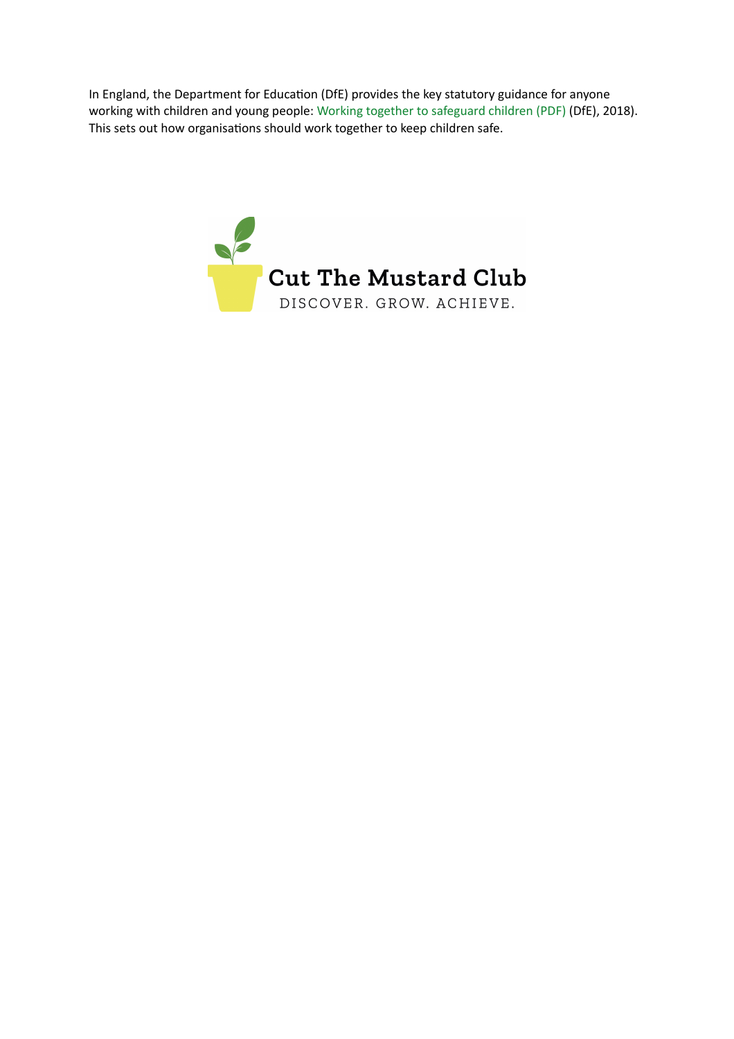In England, the Department for Education (DfE) provides the key statutory guidance for anyone working with children and young people: Working together to safeguard children (PDF) (DfE), 2018). This sets out how organisations should work together to keep children safe.

Cut The Mustard Club

DISCOVER. GROW. ACHIEVE.